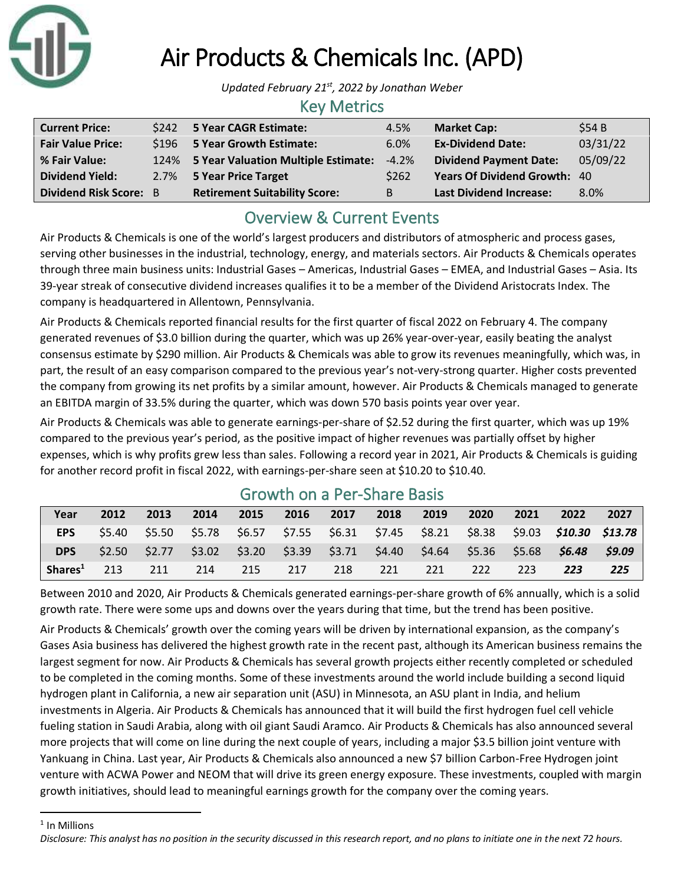# Air Products & Chemicals Inc. (APD)

*Updated February 21st, 2022 by Jonathan Weber*

## Key Metrics

| | | | | | |
|---|---|---|---|---|---|
| **Current Price:** | $242 | **5 Year CAGR Estimate:** | 4.5% | **Market Cap:** | $54 B |
| **Fair Value Price:** | $196 | **5 Year Growth Estimate:** | 6.0% | **Ex-Dividend Date:** | 03/31/22 |
| **% Fair Value:** | 124% | **5 Year Valuation Multiple Estimate:** | -4.2% | **Dividend Payment Date:** | 05/09/22 |
| **Dividend Yield:** | 2.7% | **5 Year Price Target** | $262 | **Years Of Dividend Growth:** | 40 |
| **Dividend Risk Score:** | B | **Retirement Suitability Score:** | B | **Last Dividend Increase:** | 8.0% |

## Overview & Current Events

Air Products & Chemicals is one of the world's largest producers and distributors of atmospheric and process gases, serving other businesses in the industrial, technology, energy, and materials sectors. Air Products & Chemicals operates through three main business units: Industrial Gases – Americas, Industrial Gases – EMEA, and Industrial Gases – Asia. Its 39-year streak of consecutive dividend increases qualifies it to be a member of the Dividend Aristocrats Index. The company is headquartered in Allentown, Pennsylvania.

Air Products & Chemicals reported financial results for the first quarter of fiscal 2022 on February 4. The company generated revenues of $3.0 billion during the quarter, which was up 26% year-over-year, easily beating the analyst consensus estimate by $290 million. Air Products & Chemicals was able to grow its revenues meaningfully, which was, in part, the result of an easy comparison compared to the previous year's not-very-strong quarter. Higher costs prevented the company from growing its net profits by a similar amount, however. Air Products & Chemicals managed to generate an EBITDA margin of 33.5% during the quarter, which was down 570 basis points year over year.

Air Products & Chemicals was able to generate earnings-per-share of $2.52 during the first quarter, which was up 19% compared to the previous year's period, as the positive impact of higher revenues was partially offset by higher expenses, which is why profits grew less than sales. Following a record year in 2021, Air Products & Chemicals is guiding for another record profit in fiscal 2022, with earnings-per-share seen at $10.20 to $10.40.

## Growth on a Per-Share Basis

| Year | 2012 | 2013 | 2014 | 2015 | 2016 | 2017 | 2018 | 2019 | 2020 | 2021 | 2022 | 2027 |
|---|---|---|---|---|---|---|---|---|---|---|---|---|
| **EPS** | $5.40 | $5.50 | $5.78 | $6.57 | $7.55 | $6.31 | $7.45 | $8.21 | $8.38 | $9.03 | ***$10.30*** | ***$13.78*** |
| **DPS** | $2.50 | $2.77 | $3.02 | $3.20 | $3.39 | $3.71 | $4.40 | $4.64 | $5.36 | $5.68 | ***$6.48*** | ***$9.09*** |
| **Shares[1]** | 213 | 211 | 214 | 215 | 217 | 218 | 221 | 221 | 222 | 223 | ***223*** | ***225*** |

Between 2010 and 2020, Air Products & Chemicals generated earnings-per-share growth of 6% annually, which is a solid growth rate. There were some ups and downs over the years during that time, but the trend has been positive.

Air Products & Chemicals' growth over the coming years will be driven by international expansion, as the company's Gases Asia business has delivered the highest growth rate in the recent past, although its American business remains the largest segment for now. Air Products & Chemicals has several growth projects either recently completed or scheduled to be completed in the coming months. Some of these investments around the world include building a second liquid hydrogen plant in California, a new air separation unit (ASU) in Minnesota, an ASU plant in India, and helium investments in Algeria. Air Products & Chemicals has announced that it will build the first hydrogen fuel cell vehicle fueling station in Saudi Arabia, along with oil giant Saudi Aramco. Air Products & Chemicals has also announced several more projects that will come on line during the next couple of years, including a major $3.5 billion joint venture with Yankuang in China. Last year, Air Products & Chemicals also announced a new $7 billion Carbon-Free Hydrogen joint venture with ACWA Power and NEOM that will drive its green energy exposure. These investments, coupled with margin growth initiatives, should lead to meaningful earnings growth for the company over the coming years.

[1] In Millions

*Disclosure: This analyst has no position in the security discussed in this research report, and no plans to initiate one in the next 72 hours.*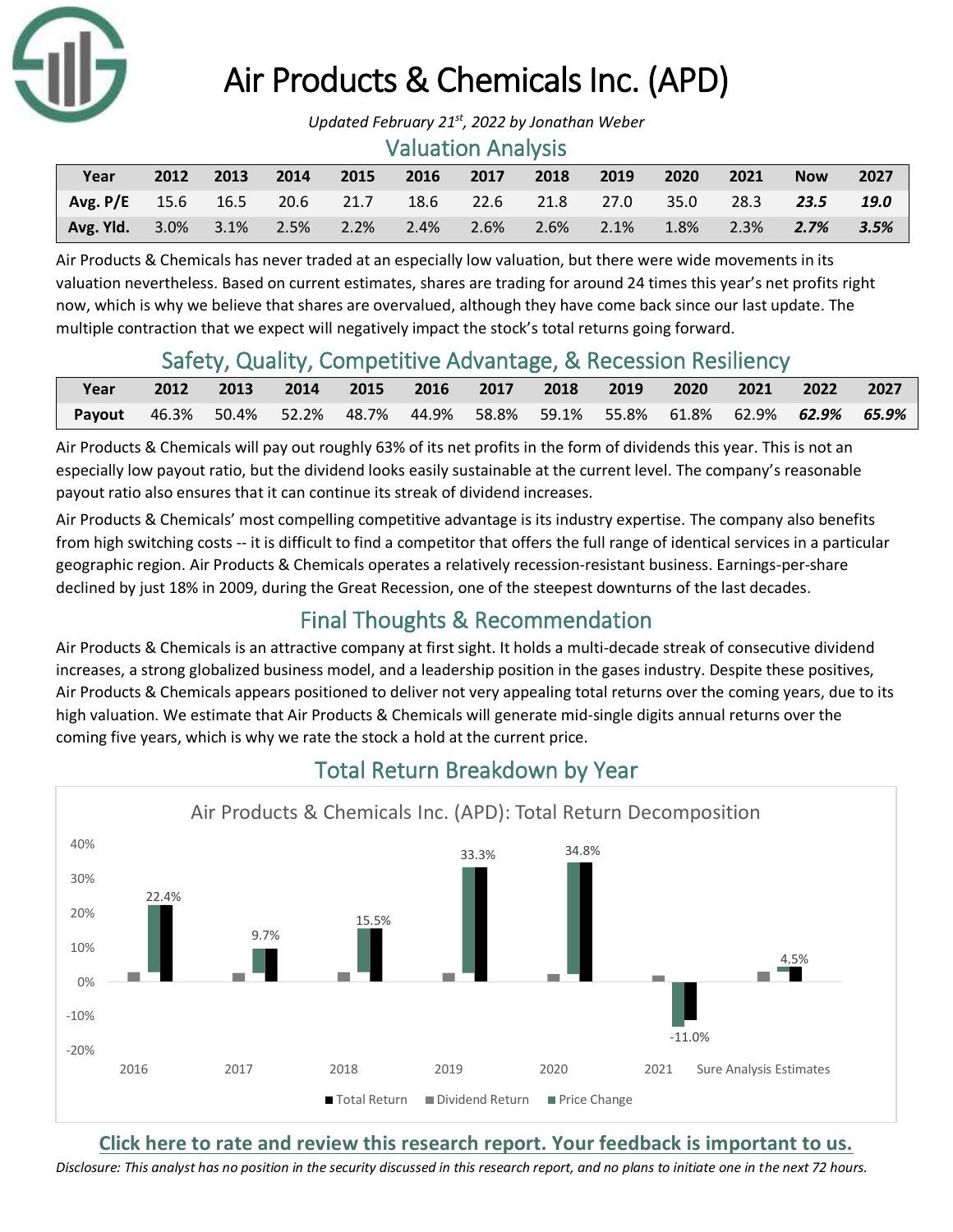# Air Products & Chemicals Inc. (APD)

*Updated February 21st, 2022 by Jonathan Weber*

## Valuation Analysis

| Year | 2012 | 2013 | 2014 | 2015 | 2016 | 2017 | 2018 | 2019 | 2020 | 2021 | Now | 2027 |
|---|---|---|---|---|---|---|---|---|---|---|---|---|
| **Avg. P/E** | 15.6 | 16.5 | 20.6 | 21.7 | 18.6 | 22.6 | 21.8 | 27.0 | 35.0 | 28.3 | ***23.5*** | ***19.0*** |
| **Avg. Yld.** | 3.0% | 3.1% | 2.5% | 2.2% | 2.4% | 2.6% | 2.6% | 2.1% | 1.8% | 2.3% | ***2.7%*** | ***3.5%*** |

Air Products & Chemicals has never traded at an especially low valuation, but there were wide movements in its valuation nevertheless. Based on current estimates, shares are trading for around 24 times this year's net profits right now, which is why we believe that shares are overvalued, although they have come back since our last update. The multiple contraction that we expect will negatively impact the stock's total returns going forward.

## Safety, Quality, Competitive Advantage, & Recession Resiliency

| Year | 2012 | 2013 | 2014 | 2015 | 2016 | 2017 | 2018 | 2019 | 2020 | 2021 | 2022 | 2027 |
|---|---|---|---|---|---|---|---|---|---|---|---|---|
| **Payout** | 46.3% | 50.4% | 52.2% | 48.7% | 44.9% | 58.8% | 59.1% | 55.8% | 61.8% | 62.9% | ***62.9%*** | ***65.9%*** |

Air Products & Chemicals will pay out roughly 63% of its net profits in the form of dividends this year. This is not an especially low payout ratio, but the dividend looks easily sustainable at the current level. The company's reasonable payout ratio also ensures that it can continue its streak of dividend increases.

Air Products & Chemicals' most compelling competitive advantage is its industry expertise. The company also benefits from high switching costs -- it is difficult to find a competitor that offers the full range of identical services in a particular geographic region. Air Products & Chemicals operates a relatively recession-resistant business. Earnings-per-share declined by just 18% in 2009, during the Great Recession, one of the steepest downturns of the last decades.

## Final Thoughts & Recommendation

Air Products & Chemicals is an attractive company at first sight. It holds a multi-decade streak of consecutive dividend increases, a strong globalized business model, and a leadership position in the gases industry. Despite these positives, Air Products & Chemicals appears positioned to deliver not very appealing total returns over the coming years, due to its high valuation. We estimate that Air Products & Chemicals will generate mid-single digits annual returns over the coming five years, which is why we rate the stock a hold at the current price.

## Total Return Breakdown by Year

Air Products & Chemicals Inc. (APD): Total Return Decomposition

| Year | Total Return |
|---|---|
| 2016 | 22.4% |
| 2017 | 9.7% |
| 2018 | 15.5% |
| 2019 | 33.3% |
| 2020 | 34.8% |
| 2021 | -11.0% |
| Sure Analysis Estimates | 4.5% |

Total Return | Dividend Return | Price Change

**Click here to rate and review this research report. Your feedback is important to us.**

*Disclosure: This analyst has no position in the security discussed in this research report, and no plans to initiate one in the next 72 hours.*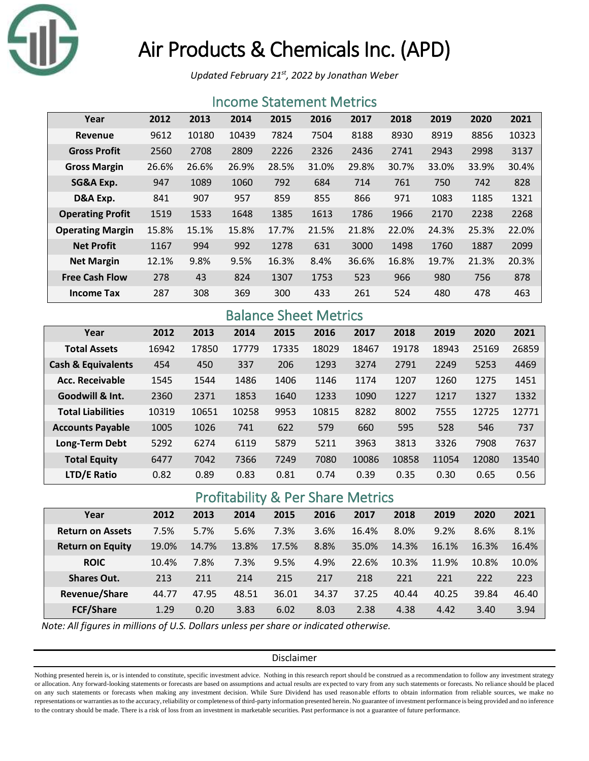# Air Products & Chemicals Inc. (APD)

*Updated February 21st, 2022 by Jonathan Weber*

## Income Statement Metrics

| Year | 2012 | 2013 | 2014 | 2015 | 2016 | 2017 | 2018 | 2019 | 2020 | 2021 |
|---|---|---|---|---|---|---|---|---|---|---|
| Revenue | 9612 | 10180 | 10439 | 7824 | 7504 | 8188 | 8930 | 8919 | 8856 | 10323 |
| Gross Profit | 2560 | 2708 | 2809 | 2226 | 2326 | 2436 | 2741 | 2943 | 2998 | 3137 |
| Gross Margin | 26.6% | 26.6% | 26.9% | 28.5% | 31.0% | 29.8% | 30.7% | 33.0% | 33.9% | 30.4% |
| SG&A Exp. | 947 | 1089 | 1060 | 792 | 684 | 714 | 761 | 750 | 742 | 828 |
| D&A Exp. | 841 | 907 | 957 | 859 | 855 | 866 | 971 | 1083 | 1185 | 1321 |
| Operating Profit | 1519 | 1533 | 1648 | 1385 | 1613 | 1786 | 1966 | 2170 | 2238 | 2268 |
| Operating Margin | 15.8% | 15.1% | 15.8% | 17.7% | 21.5% | 21.8% | 22.0% | 24.3% | 25.3% | 22.0% |
| Net Profit | 1167 | 994 | 992 | 1278 | 631 | 3000 | 1498 | 1760 | 1887 | 2099 |
| Net Margin | 12.1% | 9.8% | 9.5% | 16.3% | 8.4% | 36.6% | 16.8% | 19.7% | 21.3% | 20.3% |
| Free Cash Flow | 278 | 43 | 824 | 1307 | 1753 | 523 | 966 | 980 | 756 | 878 |
| Income Tax | 287 | 308 | 369 | 300 | 433 | 261 | 524 | 480 | 478 | 463 |

## Balance Sheet Metrics

| Year | 2012 | 2013 | 2014 | 2015 | 2016 | 2017 | 2018 | 2019 | 2020 | 2021 |
|---|---|---|---|---|---|---|---|---|---|---|
| Total Assets | 16942 | 17850 | 17779 | 17335 | 18029 | 18467 | 19178 | 18943 | 25169 | 26859 |
| Cash & Equivalents | 454 | 450 | 337 | 206 | 1293 | 3274 | 2791 | 2249 | 5253 | 4469 |
| Acc. Receivable | 1545 | 1544 | 1486 | 1406 | 1146 | 1174 | 1207 | 1260 | 1275 | 1451 |
| Goodwill & Int. | 2360 | 2371 | 1853 | 1640 | 1233 | 1090 | 1227 | 1217 | 1327 | 1332 |
| Total Liabilities | 10319 | 10651 | 10258 | 9953 | 10815 | 8282 | 8002 | 7555 | 12725 | 12771 |
| Accounts Payable | 1005 | 1026 | 741 | 622 | 579 | 660 | 595 | 528 | 546 | 737 |
| Long-Term Debt | 5292 | 6274 | 6119 | 5879 | 5211 | 3963 | 3813 | 3326 | 7908 | 7637 |
| Total Equity | 6477 | 7042 | 7366 | 7249 | 7080 | 10086 | 10858 | 11054 | 12080 | 13540 |
| LTD/E Ratio | 0.82 | 0.89 | 0.83 | 0.81 | 0.74 | 0.39 | 0.35 | 0.30 | 0.65 | 0.56 |

## Profitability & Per Share Metrics

| Year | 2012 | 2013 | 2014 | 2015 | 2016 | 2017 | 2018 | 2019 | 2020 | 2021 |
|---|---|---|---|---|---|---|---|---|---|---|
| Return on Assets | 7.5% | 5.7% | 5.6% | 7.3% | 3.6% | 16.4% | 8.0% | 9.2% | 8.6% | 8.1% |
| Return on Equity | 19.0% | 14.7% | 13.8% | 17.5% | 8.8% | 35.0% | 14.3% | 16.1% | 16.3% | 16.4% |
| ROIC | 10.4% | 7.8% | 7.3% | 9.5% | 4.9% | 22.6% | 10.3% | 11.9% | 10.8% | 10.0% |
| Shares Out. | 213 | 211 | 214 | 215 | 217 | 218 | 221 | 221 | 222 | 223 |
| Revenue/Share | 44.77 | 47.95 | 48.51 | 36.01 | 34.37 | 37.25 | 40.44 | 40.25 | 39.84 | 46.40 |
| FCF/Share | 1.29 | 0.20 | 3.83 | 6.02 | 8.03 | 2.38 | 4.38 | 4.42 | 3.40 | 3.94 |

*Note: All figures in millions of U.S. Dollars unless per share or indicated otherwise.*

### Disclaimer

Nothing presented herein is, or is intended to constitute, specific investment advice. Nothing in this research report should be construed as a recommendation to follow any investment strategy or allocation. Any forward-looking statements or forecasts are based on assumptions and actual results are expected to vary from any such statements or forecasts. No reliance should be placed on any such statements or forecasts when making any investment decision. While Sure Dividend has used reasonable efforts to obtain information from reliable sources, we make no representations or warranties as to the accuracy, reliability or completeness of third-party information presented herein. No guarantee of investment performance is being provided and no inference to the contrary should be made. There is a risk of loss from an investment in marketable securities. Past performance is not a guarantee of future performance.